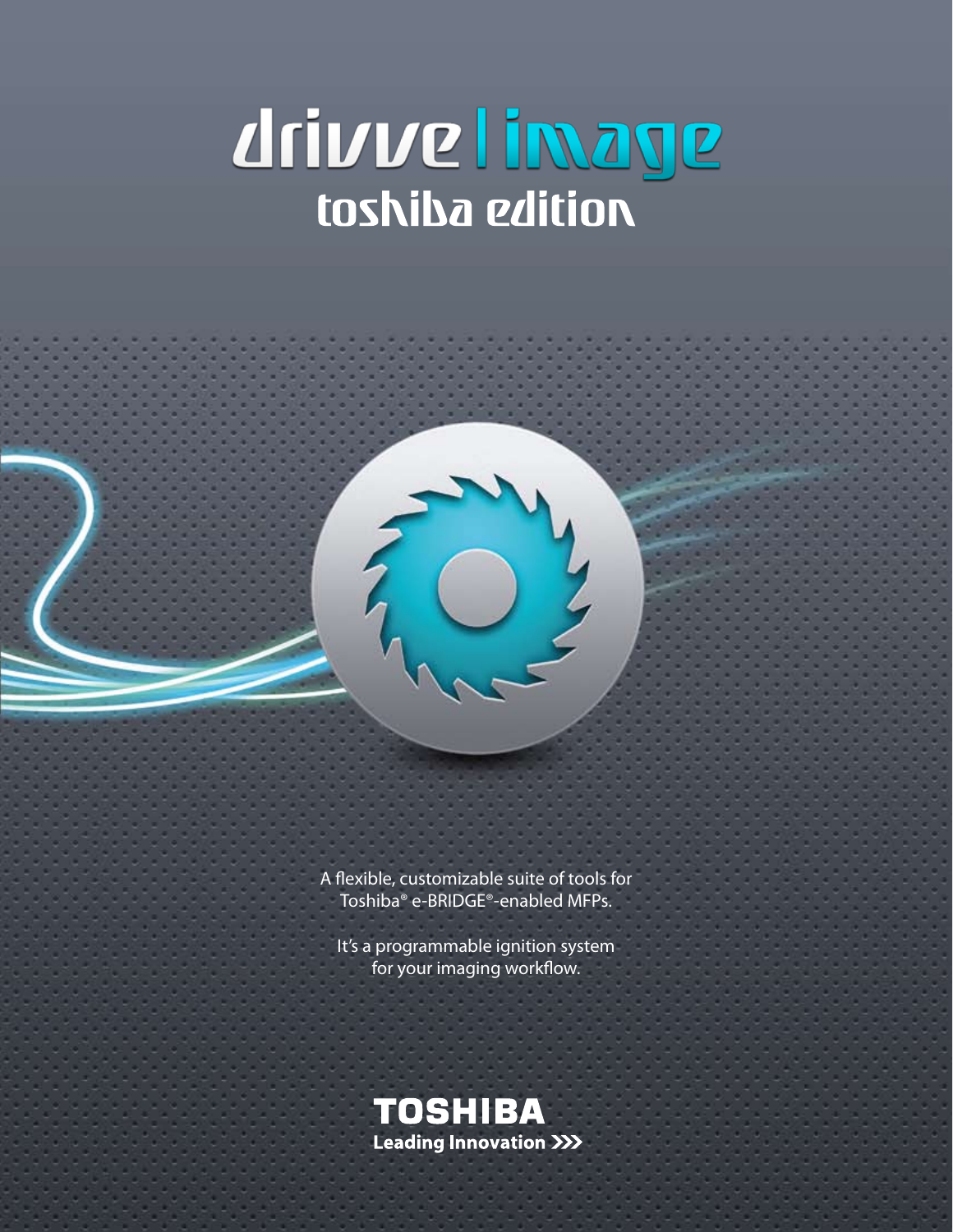# drivve | image

## toshiba edition

A flexible, customizable suite of tools for Toshiba® e-BRIDGE®-enabled MFPs.

It's a programmable ignition system for your imaging workflow.

**TOSHIBA**
**Leading Innovation >>>**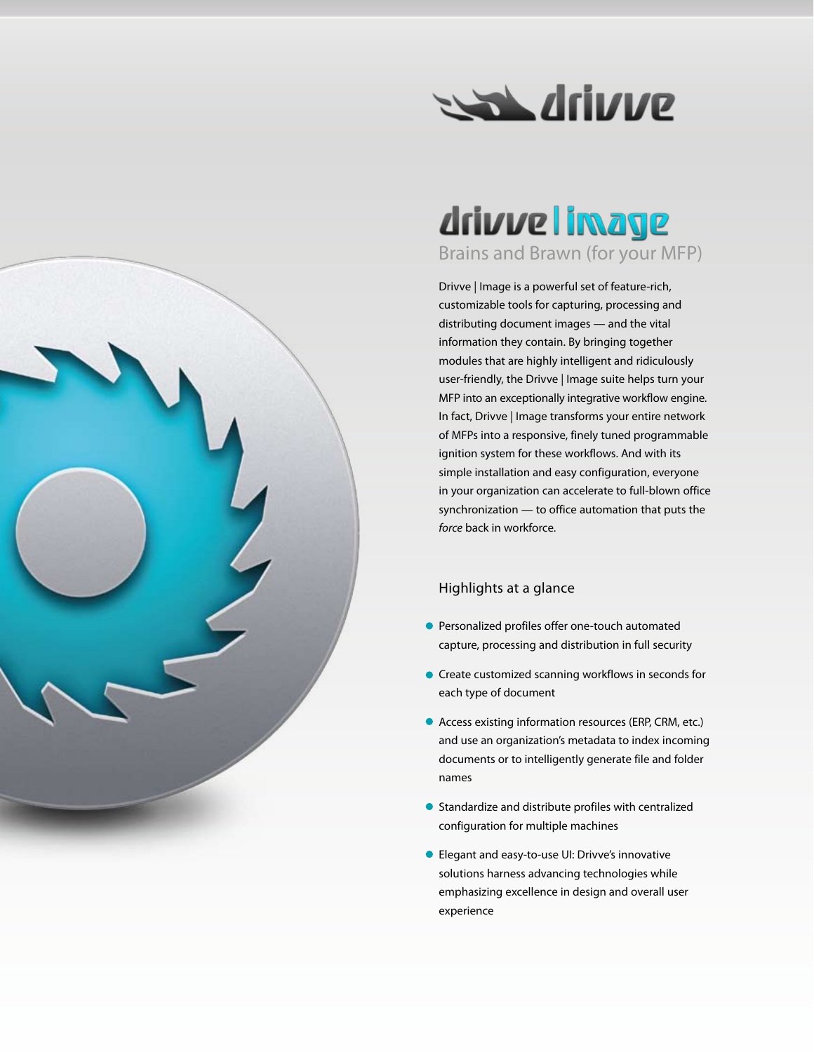drivve

# drivve | image

## Brains and Brawn (for your MFP)

Drivve | Image is a powerful set of feature-rich, customizable tools for capturing, processing and distributing document images — and the vital information they contain. By bringing together modules that are highly intelligent and ridiculously user-friendly, the Drivve | Image suite helps turn your MFP into an exceptionally integrative workflow engine. In fact, Drivve | Image transforms your entire network of MFPs into a responsive, finely tuned programmable ignition system for these workflows. And with its simple installation and easy configuration, everyone in your organization can accelerate to full-blown office synchronization — to office automation that puts the *force* back in workforce.

### Highlights at a glance

- Personalized profiles offer one-touch automated capture, processing and distribution in full security
- Create customized scanning workflows in seconds for each type of document
- Access existing information resources (ERP, CRM, etc.) and use an organization's metadata to index incoming documents or to intelligently generate file and folder names
- Standardize and distribute profiles with centralized configuration for multiple machines
- Elegant and easy-to-use UI: Drivve's innovative solutions harness advancing technologies while emphasizing excellence in design and overall user experience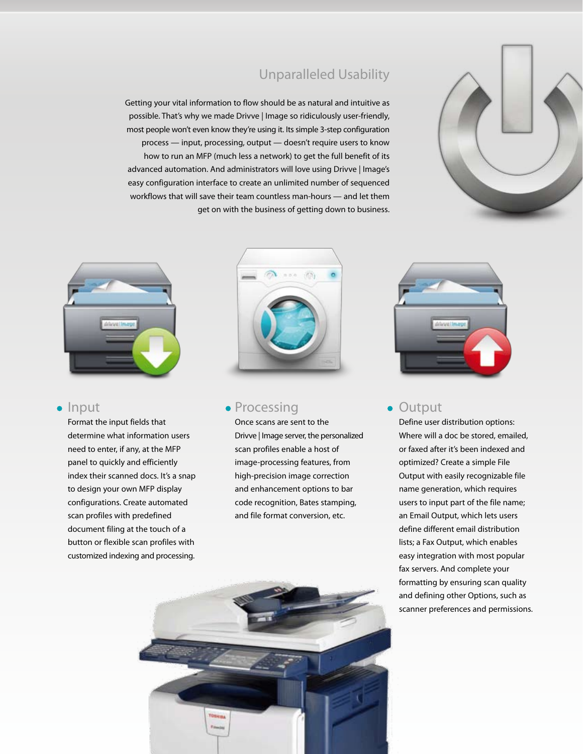## Unparalleled Usability

Getting your vital information to flow should be as natural and intuitive as possible. That's why we made Drivve | Image so ridiculously user-friendly, most people won't even know they're using it. Its simple 3-step configuration process — input, processing, output — doesn't require users to know how to run an MFP (much less a network) to get the full benefit of its advanced automation. And administrators will love using Drivve | Image's easy configuration interface to create an unlimited number of sequenced workflows that will save their team countless man-hours — and let them get on with the business of getting down to business.

### Input

Format the input fields that determine what information users need to enter, if any, at the MFP panel to quickly and efficiently index their scanned docs. It's a snap to design your own MFP display configurations. Create automated scan profiles with predefined document filing at the touch of a button or flexible scan profiles with customized indexing and processing.

### Processing

Once scans are sent to the Drivve | Image server, the personalized scan profiles enable a host of image-processing features, from high-precision image correction and enhancement options to bar code recognition, Bates stamping, and file format conversion, etc.

### Output

Define user distribution options: Where will a doc be stored, emailed, or faxed after it's been indexed and optimized? Create a simple File Output with easily recognizable file name generation, which requires users to input part of the file name; an Email Output, which lets users define different email distribution lists; a Fax Output, which enables easy integration with most popular fax servers. And complete your formatting by ensuring scan quality and defining other Options, such as scanner preferences and permissions.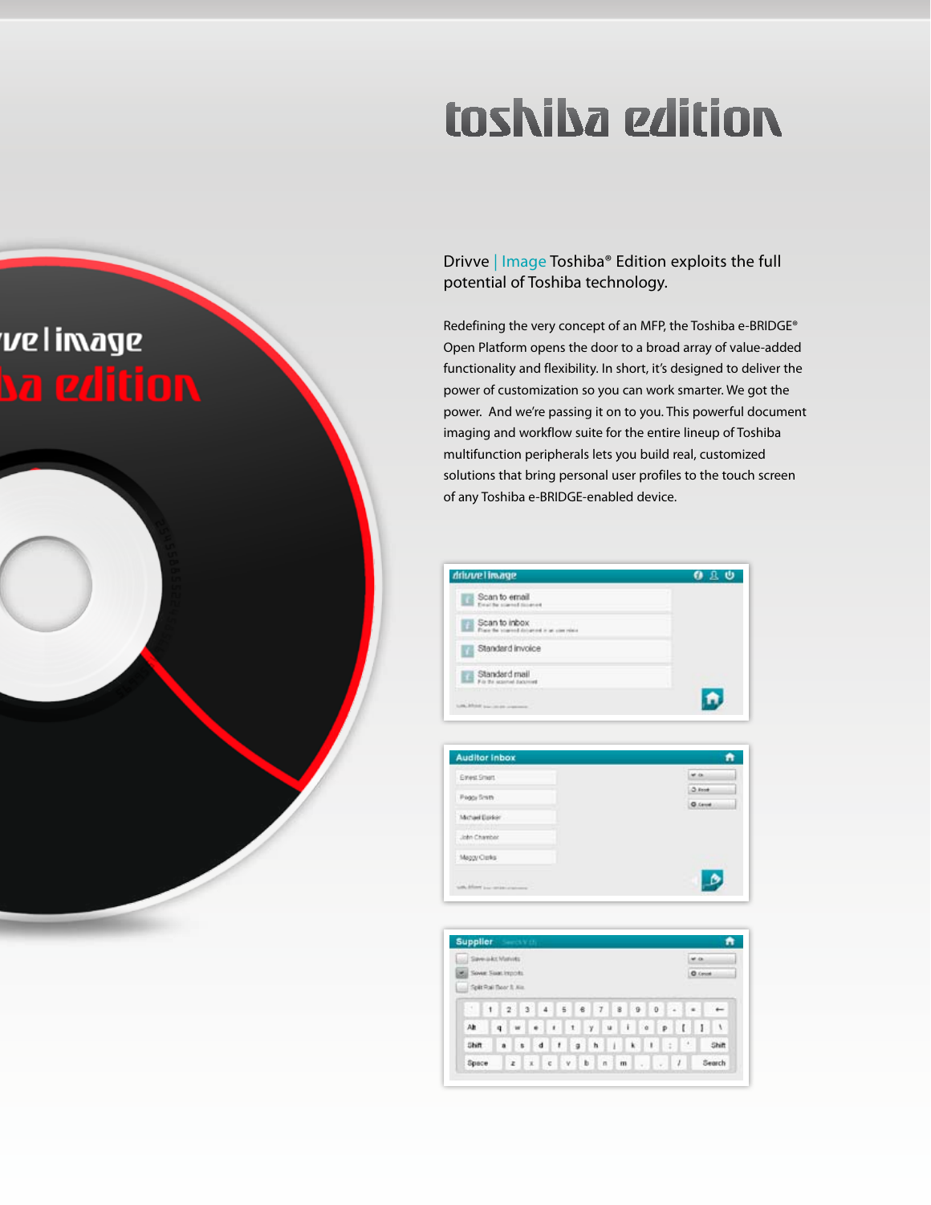# toshiba edition

Drivve | Image Toshiba® Edition exploits the full potential of Toshiba technology.

Redefining the very concept of an MFP, the Toshiba e-BRIDGE® Open Platform opens the door to a broad array of value-added functionality and flexibility. In short, it's designed to deliver the power of customization so you can work smarter. We got the power. And we're passing it on to you. This powerful document imaging and workflow suite for the entire lineup of Toshiba multifunction peripherals lets you build real, customized solutions that bring personal user profiles to the touch screen of any Toshiba e-BRIDGE-enabled device.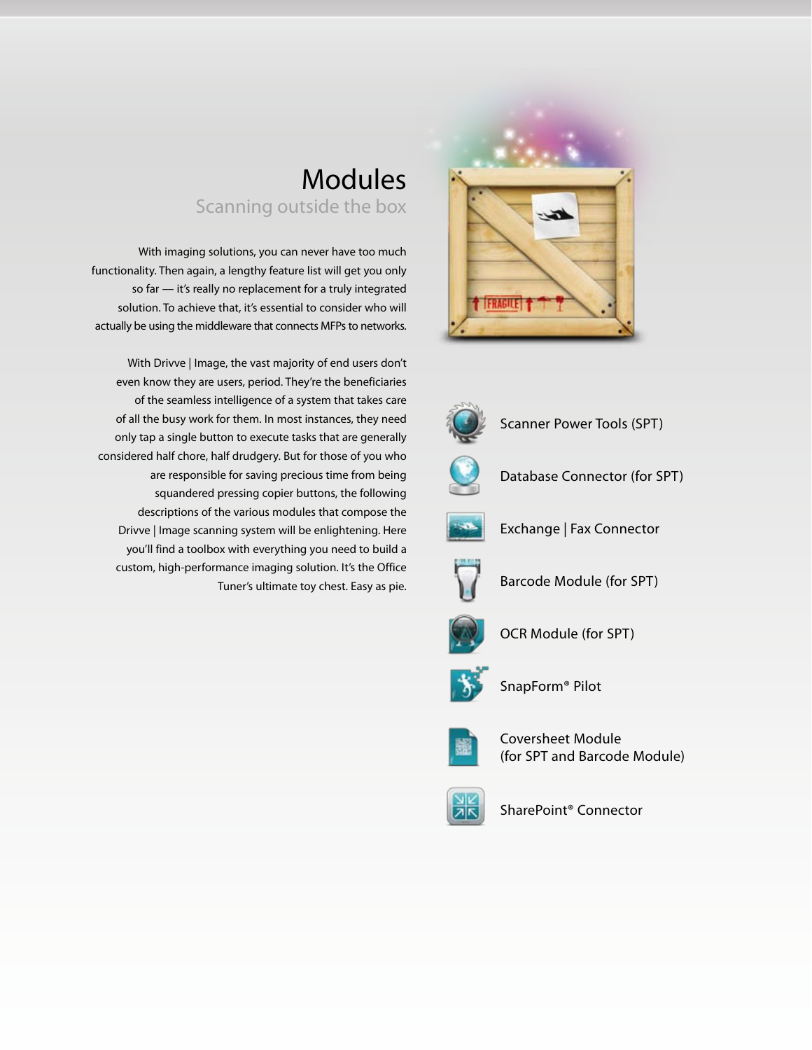# Modules

## Scanning outside the box

With imaging solutions, you can never have too much functionality. Then again, a lengthy feature list will get you only so far — it's really no replacement for a truly integrated solution. To achieve that, it's essential to consider who will actually be using the middleware that connects MFPs to networks.

With Drivve | Image, the vast majority of end users don't even know they are users, period. They're the beneficiaries of the seamless intelligence of a system that takes care of all the busy work for them. In most instances, they need only tap a single button to execute tasks that are generally considered half chore, half drudgery. But for those of you who are responsible for saving precious time from being squandered pressing copier buttons, the following descriptions of the various modules that compose the Drivve | Image scanning system will be enlightening. Here you'll find a toolbox with everything you need to build a custom, high-performance imaging solution. It's the Office Tuner's ultimate toy chest. Easy as pie.

- Scanner Power Tools (SPT)
- Database Connector (for SPT)
- Exchange | Fax Connector
- Barcode Module (for SPT)
- OCR Module (for SPT)
- SnapForm® Pilot
- Coversheet Module (for SPT and Barcode Module)
- SharePoint® Connector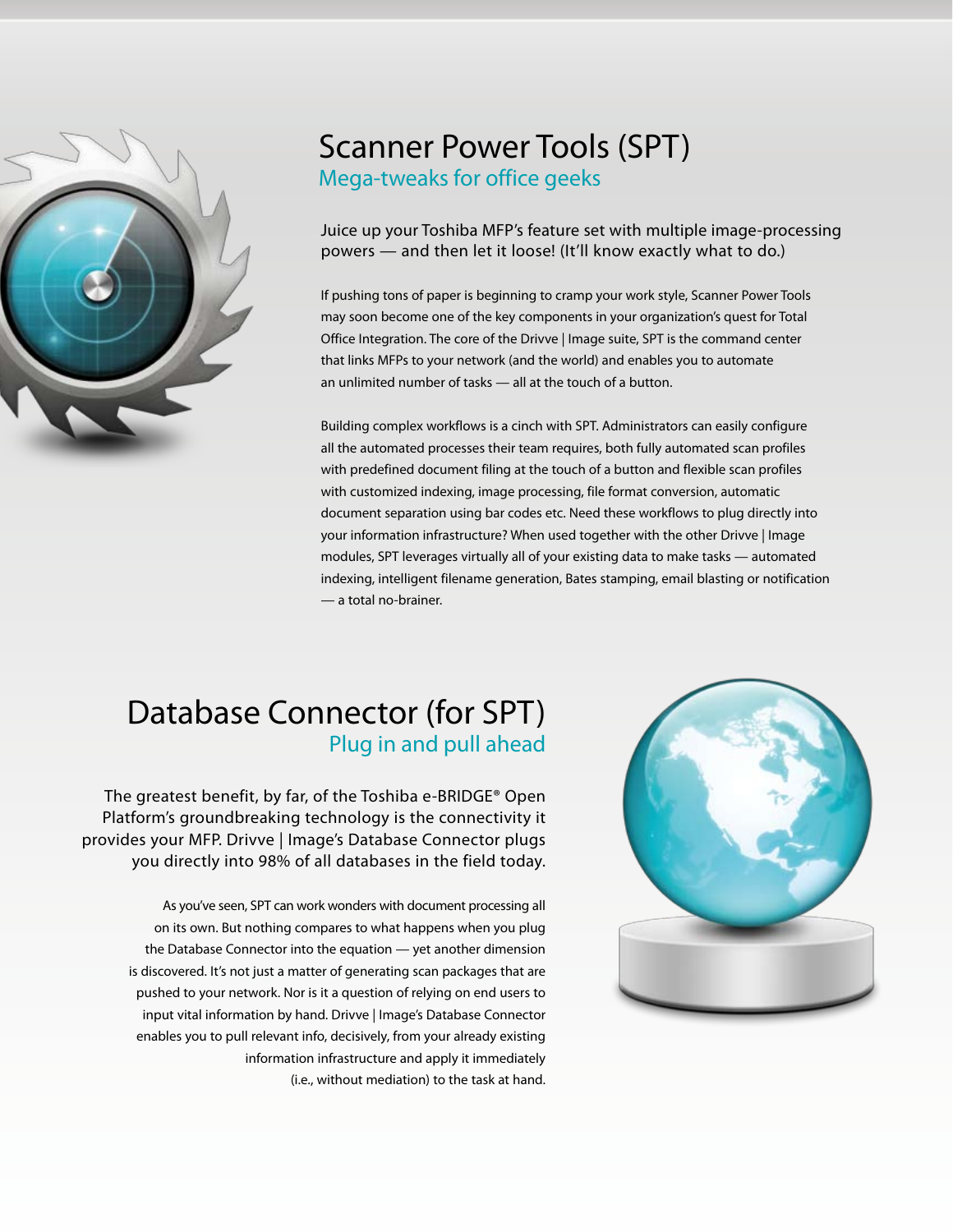# Scanner Power Tools (SPT)

## Mega-tweaks for office geeks

Juice up your Toshiba MFP's feature set with multiple image-processing powers — and then let it loose! (It'll know exactly what to do.)

If pushing tons of paper is beginning to cramp your work style, Scanner Power Tools may soon become one of the key components in your organization's quest for Total Office Integration. The core of the Drivve | Image suite, SPT is the command center that links MFPs to your network (and the world) and enables you to automate an unlimited number of tasks — all at the touch of a button.

Building complex workflows is a cinch with SPT. Administrators can easily configure all the automated processes their team requires, both fully automated scan profiles with predefined document filing at the touch of a button and flexible scan profiles with customized indexing, image processing, file format conversion, automatic document separation using bar codes etc. Need these workflows to plug directly into your information infrastructure? When used together with the other Drivve | Image modules, SPT leverages virtually all of your existing data to make tasks — automated indexing, intelligent filename generation, Bates stamping, email blasting or notification — a total no-brainer.

# Database Connector (for SPT)

## Plug in and pull ahead

The greatest benefit, by far, of the Toshiba e-BRIDGE® Open Platform's groundbreaking technology is the connectivity it provides your MFP. Drivve | Image's Database Connector plugs you directly into 98% of all databases in the field today.

As you've seen, SPT can work wonders with document processing all on its own. But nothing compares to what happens when you plug the Database Connector into the equation — yet another dimension is discovered. It's not just a matter of generating scan packages that are pushed to your network. Nor is it a question of relying on end users to input vital information by hand. Drivve | Image's Database Connector enables you to pull relevant info, decisively, from your already existing information infrastructure and apply it immediately (i.e., without mediation) to the task at hand.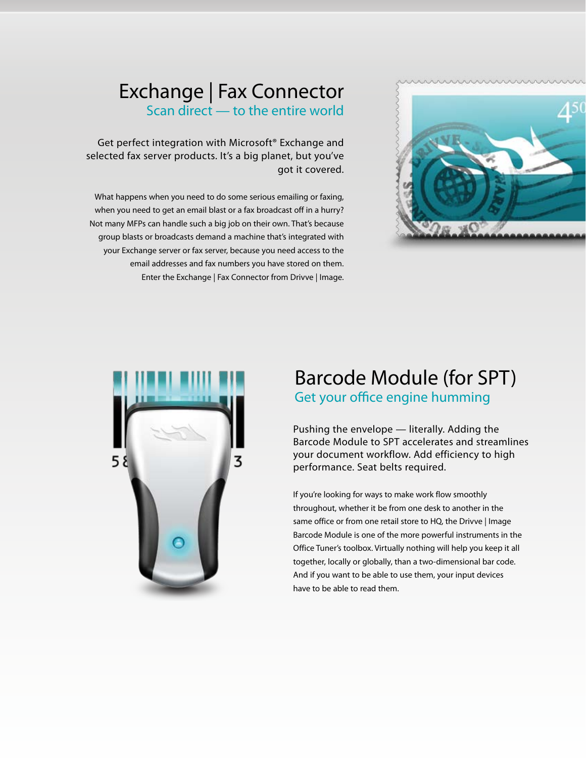# Exchange | Fax Connector

## Scan direct — to the entire world

Get perfect integration with Microsoft® Exchange and selected fax server products. It's a big planet, but you've got it covered.

What happens when you need to do some serious emailing or faxing, when you need to get an email blast or a fax broadcast off in a hurry? Not many MFPs can handle such a big job on their own. That's because group blasts or broadcasts demand a machine that's integrated with your Exchange server or fax server, because you need access to the email addresses and fax numbers you have stored on them. Enter the Exchange | Fax Connector from Drivve | Image.

# Barcode Module (for SPT)

## Get your office engine humming

Pushing the envelope — literally. Adding the Barcode Module to SPT accelerates and streamlines your document workflow. Add efficiency to high performance. Seat belts required.

If you're looking for ways to make work flow smoothly throughout, whether it be from one desk to another in the same office or from one retail store to HQ, the Drivve | Image Barcode Module is one of the more powerful instruments in the Office Tuner's toolbox. Virtually nothing will help you keep it all together, locally or globally, than a two-dimensional bar code. And if you want to be able to use them, your input devices have to be able to read them.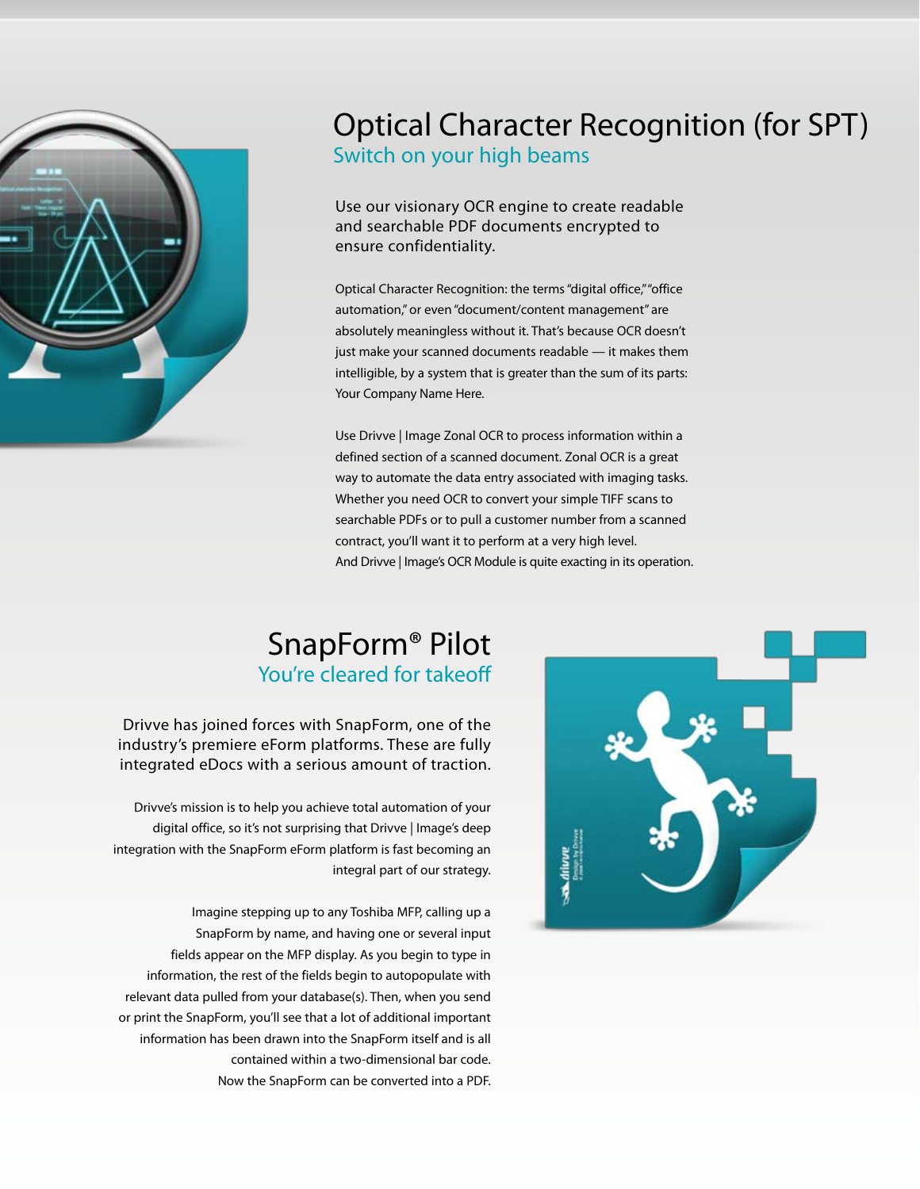# Optical Character Recognition (for SPT)

## Switch on your high beams

Use our visionary OCR engine to create readable and searchable PDF documents encrypted to ensure confidentiality.

Optical Character Recognition: the terms "digital office," "office automation," or even "document/content management" are absolutely meaningless without it. That's because OCR doesn't just make your scanned documents readable — it makes them intelligible, by a system that is greater than the sum of its parts: Your Company Name Here.

Use Drivve | Image Zonal OCR to process information within a defined section of a scanned document. Zonal OCR is a great way to automate the data entry associated with imaging tasks. Whether you need OCR to convert your simple TIFF scans to searchable PDFs or to pull a customer number from a scanned contract, you'll want it to perform at a very high level. And Drivve | Image's OCR Module is quite exacting in its operation.

# SnapForm® Pilot

## You're cleared for takeoff

Drivve has joined forces with SnapForm, one of the industry's premiere eForm platforms. These are fully integrated eDocs with a serious amount of traction.

Drivve's mission is to help you achieve total automation of your digital office, so it's not surprising that Drivve | Image's deep integration with the SnapForm eForm platform is fast becoming an integral part of our strategy.

Imagine stepping up to any Toshiba MFP, calling up a SnapForm by name, and having one or several input fields appear on the MFP display. As you begin to type in information, the rest of the fields begin to autopopulate with relevant data pulled from your database(s). Then, when you send or print the SnapForm, you'll see that a lot of additional important information has been drawn into the SnapForm itself and is all contained within a two-dimensional bar code. Now the SnapForm can be converted into a PDF.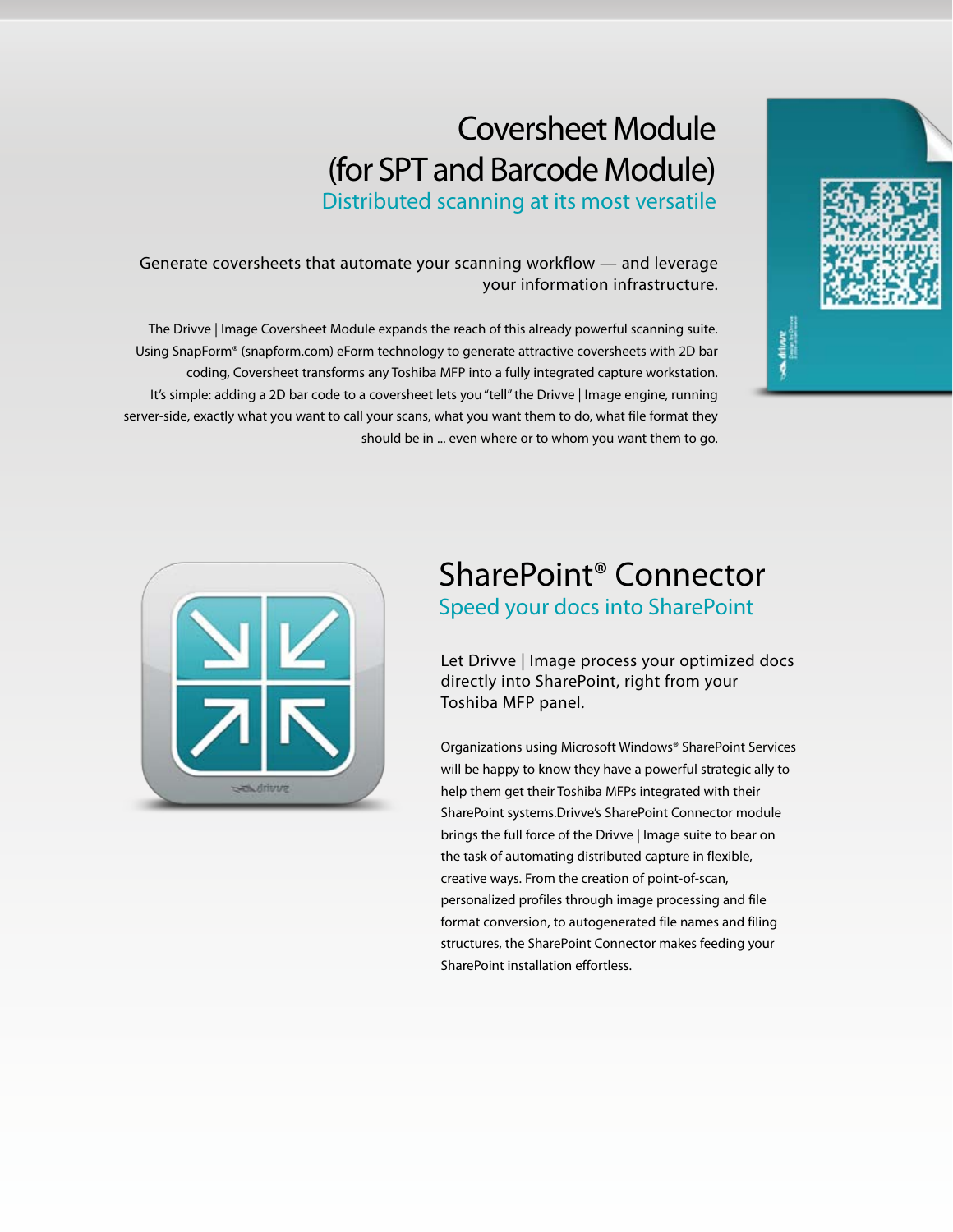# Coversheet Module (for SPT and Barcode Module)

## Distributed scanning at its most versatile

Generate coversheets that automate your scanning workflow — and leverage your information infrastructure.

The Drivve | Image Coversheet Module expands the reach of this already powerful scanning suite. Using SnapForm® (snapform.com) eForm technology to generate attractive coversheets with 2D bar coding, Coversheet transforms any Toshiba MFP into a fully integrated capture workstation. It's simple: adding a 2D bar code to a coversheet lets you "tell" the Drivve | Image engine, running server-side, exactly what you want to call your scans, what you want them to do, what file format they should be in ... even where or to whom you want them to go.

# SharePoint® Connector

## Speed your docs into SharePoint

Let Drivve | Image process your optimized docs directly into SharePoint, right from your Toshiba MFP panel.

Organizations using Microsoft Windows® SharePoint Services will be happy to know they have a powerful strategic ally to help them get their Toshiba MFPs integrated with their SharePoint systems.Drivve's SharePoint Connector module brings the full force of the Drivve | Image suite to bear on the task of automating distributed capture in flexible, creative ways. From the creation of point-of-scan, personalized profiles through image processing and file format conversion, to autogenerated file names and filing structures, the SharePoint Connector makes feeding your SharePoint installation effortless.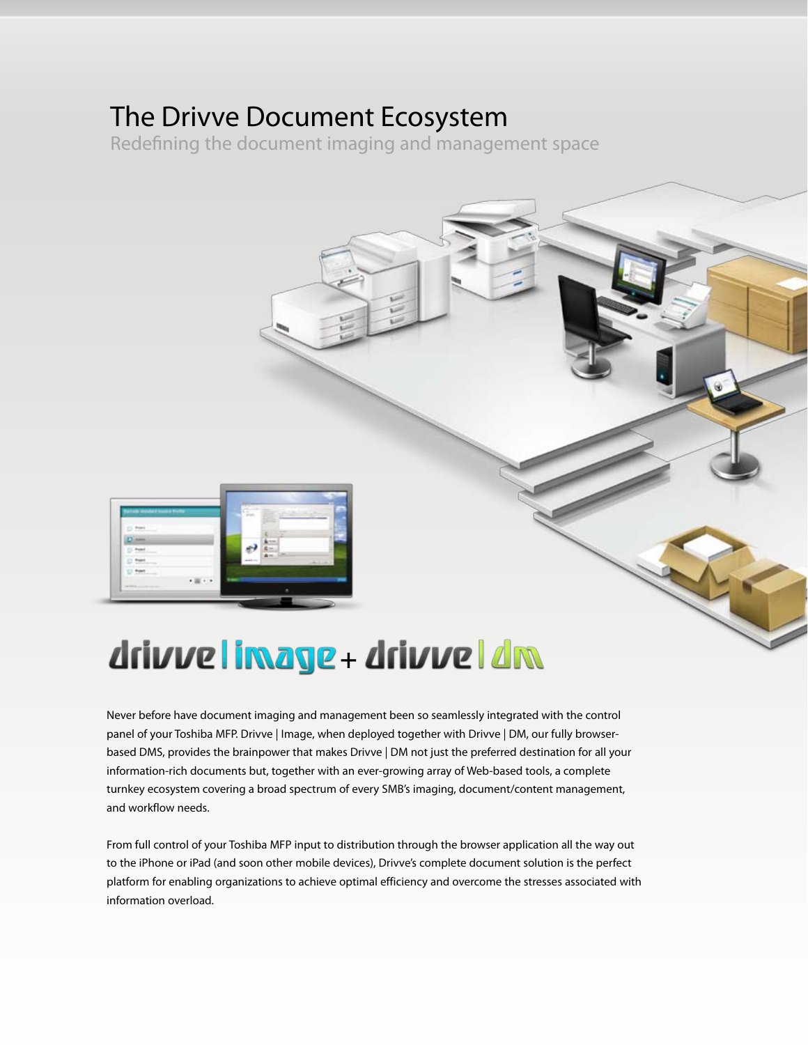# The Drivve Document Ecosystem

## Redefining the document imaging and management space

drivve | image + drivve | dm

Never before have document imaging and management been so seamlessly integrated with the control panel of your Toshiba MFP. Drivve | Image, when deployed together with Drivve | DM, our fully browser-based DMS, provides the brainpower that makes Drivve | DM not just the preferred destination for all your information-rich documents but, together with an ever-growing array of Web-based tools, a complete turnkey ecosystem covering a broad spectrum of every SMB's imaging, document/content management, and workflow needs.

From full control of your Toshiba MFP input to distribution through the browser application all the way out to the iPhone or iPad (and soon other mobile devices), Drivve's complete document solution is the perfect platform for enabling organizations to achieve optimal efficiency and overcome the stresses associated with information overload.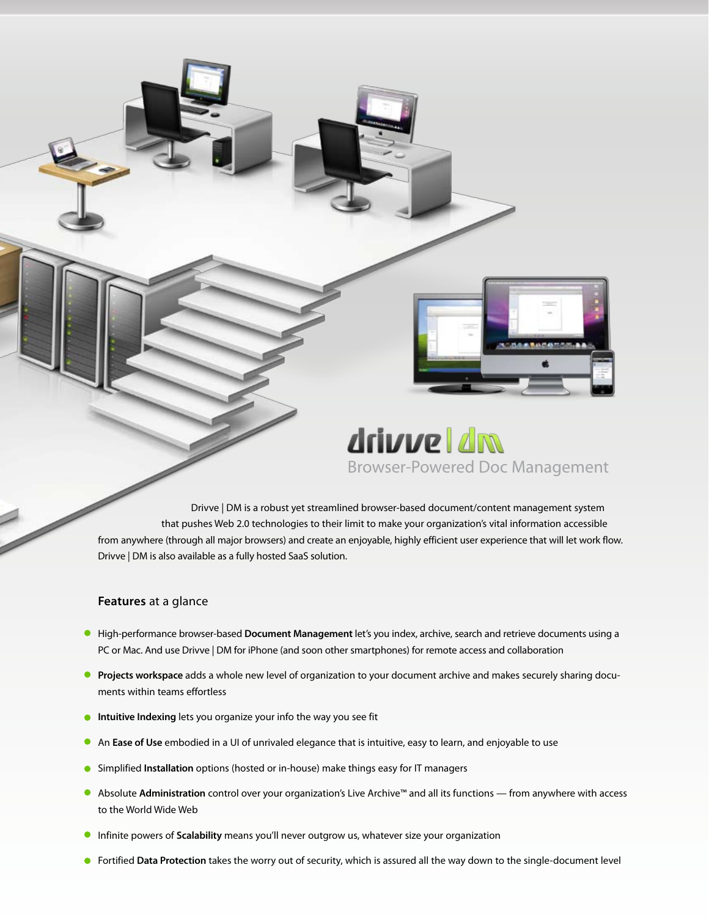# drivve | dm

Browser-Powered Doc Management

Drivve | DM is a robust yet streamlined browser-based document/content management system that pushes Web 2.0 technologies to their limit to make your organization's vital information accessible from anywhere (through all major browsers) and create an enjoyable, highly efficient user experience that will let work flow. Drivve | DM is also available as a fully hosted SaaS solution.

## **Features** at a glance

- High-performance browser-based **Document Management** let's you index, archive, search and retrieve documents using a PC or Mac. And use Drivve | DM for iPhone (and soon other smartphones) for remote access and collaboration
- **Projects workspace** adds a whole new level of organization to your document archive and makes securely sharing documents within teams effortless
- **Intuitive Indexing** lets you organize your info the way you see fit
- An **Ease of Use** embodied in a UI of unrivaled elegance that is intuitive, easy to learn, and enjoyable to use
- Simplified **Installation** options (hosted or in-house) make things easy for IT managers
- Absolute **Administration** control over your organization's Live Archive™ and all its functions — from anywhere with access to the World Wide Web
- Infinite powers of **Scalability** means you'll never outgrow us, whatever size your organization
- Fortified **Data Protection** takes the worry out of security, which is assured all the way down to the single-document level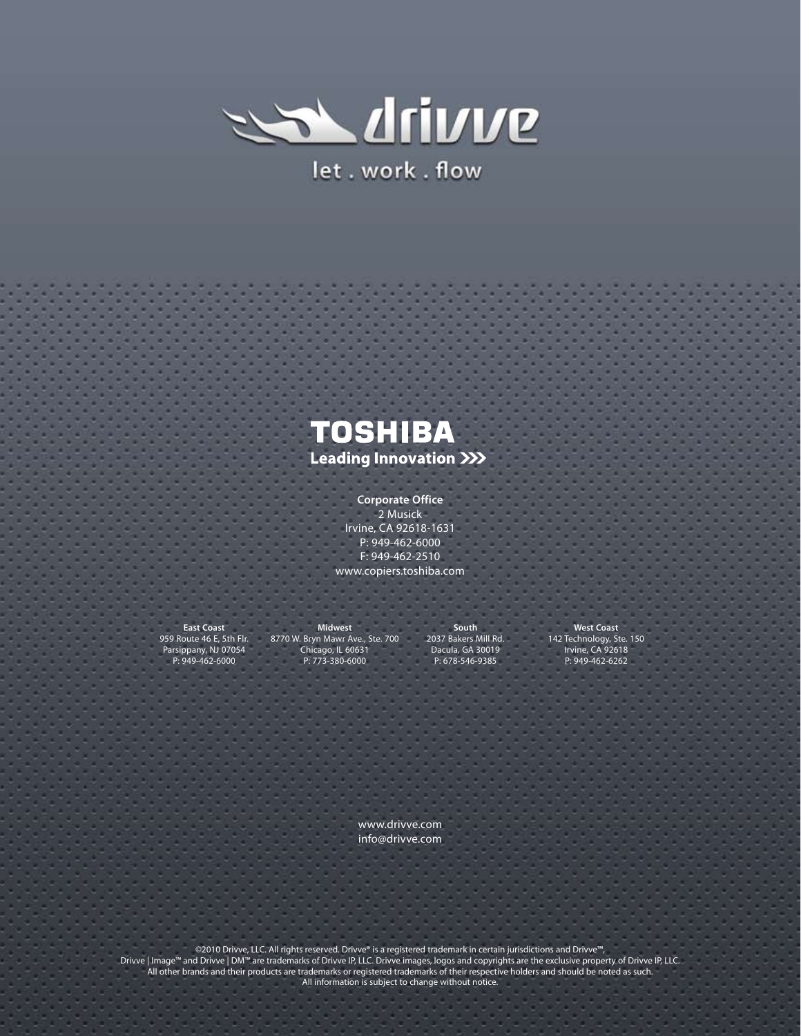drivve

let . work . flow

TOSHIBA

Leading Innovation >>>

**Corporate Office**
2 Musick
Irvine, CA 92618-1631
P: 949-462-6000
F: 949-462-2510
www.copiers.toshiba.com

**East Coast**
959 Route 46 E, 5th Flr.
Parsippany, NJ 07054
P: 949-462-6000

**Midwest**
8770 W. Bryn Mawr Ave., Ste. 700
Chicago, IL 60631
P: 773-380-6000

**South**
2037 Bakers Mill Rd.
Dacula, GA 30019
P: 678-546-9385

**West Coast**
142 Technology, Ste. 150
Irvine, CA 92618
P: 949-462-6262

www.drivve.com
info@drivve.com

©2010 Drivve, LLC. All rights reserved. Drivve® is a registered trademark in certain jurisdictions and Drivve™, Drivve | Image™ and Drivve | DM™ are trademarks of Drivve IP, LLC. Drivve images, logos and copyrights are the exclusive property of Drivve IP, LLC. All other brands and their products are trademarks or registered trademarks of their respective holders and should be noted as such. All information is subject to change without notice.